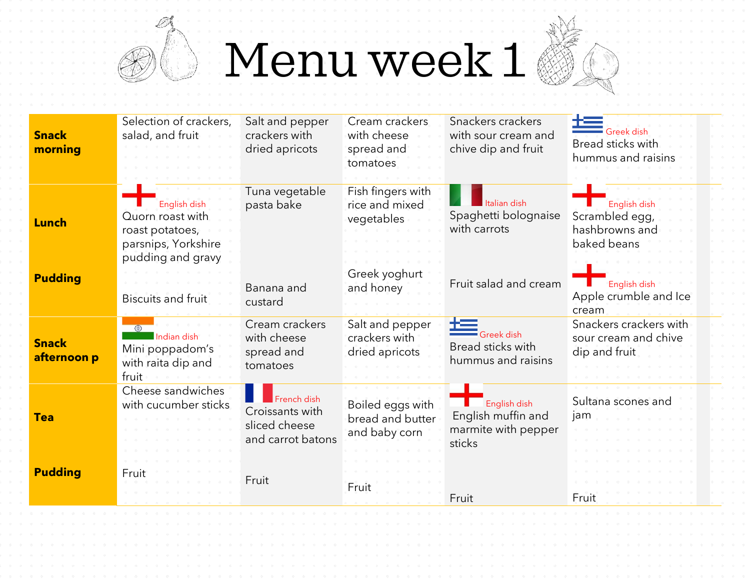# Menu week 1

| | | | | | |
|---|---|---|---|---|---|
| **Snack morning** | Selection of crackers, salad, and fruit | Salt and pepper crackers with dried apricots | Cream crackers with cheese spread and tomatoes | Snackers crackers with sour cream and chive dip and fruit | Greek dish<br>Bread sticks with hummus and raisins |
| **Lunch** | English dish<br>Quorn roast with roast potatoes, parsnips, Yorkshire pudding and gravy | Tuna vegetable pasta bake | Fish fingers with rice and mixed vegetables | Italian dish<br>Spaghetti bolognaise with carrots | English dish<br>Scrambled egg, hashbrowns and baked beans |
| **Pudding** | Biscuits and fruit | Banana and custard | Greek yoghurt and honey | Fruit salad and cream | English dish<br>Apple crumble and Ice cream |
| **Snack afternoon p** | Indian dish<br>Mini poppadom's with raita dip and fruit | Cream crackers with cheese spread and tomatoes | Salt and pepper crackers with dried apricots | Greek dish<br>Bread sticks with hummus and raisins | Snackers crackers with sour cream and chive dip and fruit |
| **Tea** | Cheese sandwiches with cucumber sticks | French dish<br>Croissants with sliced cheese and carrot batons | Boiled eggs with bread and butter and baby corn | English dish<br>English muffin and marmite with pepper sticks | Sultana scones and jam |
| **Pudding** | Fruit | Fruit | Fruit | Fruit | Fruit |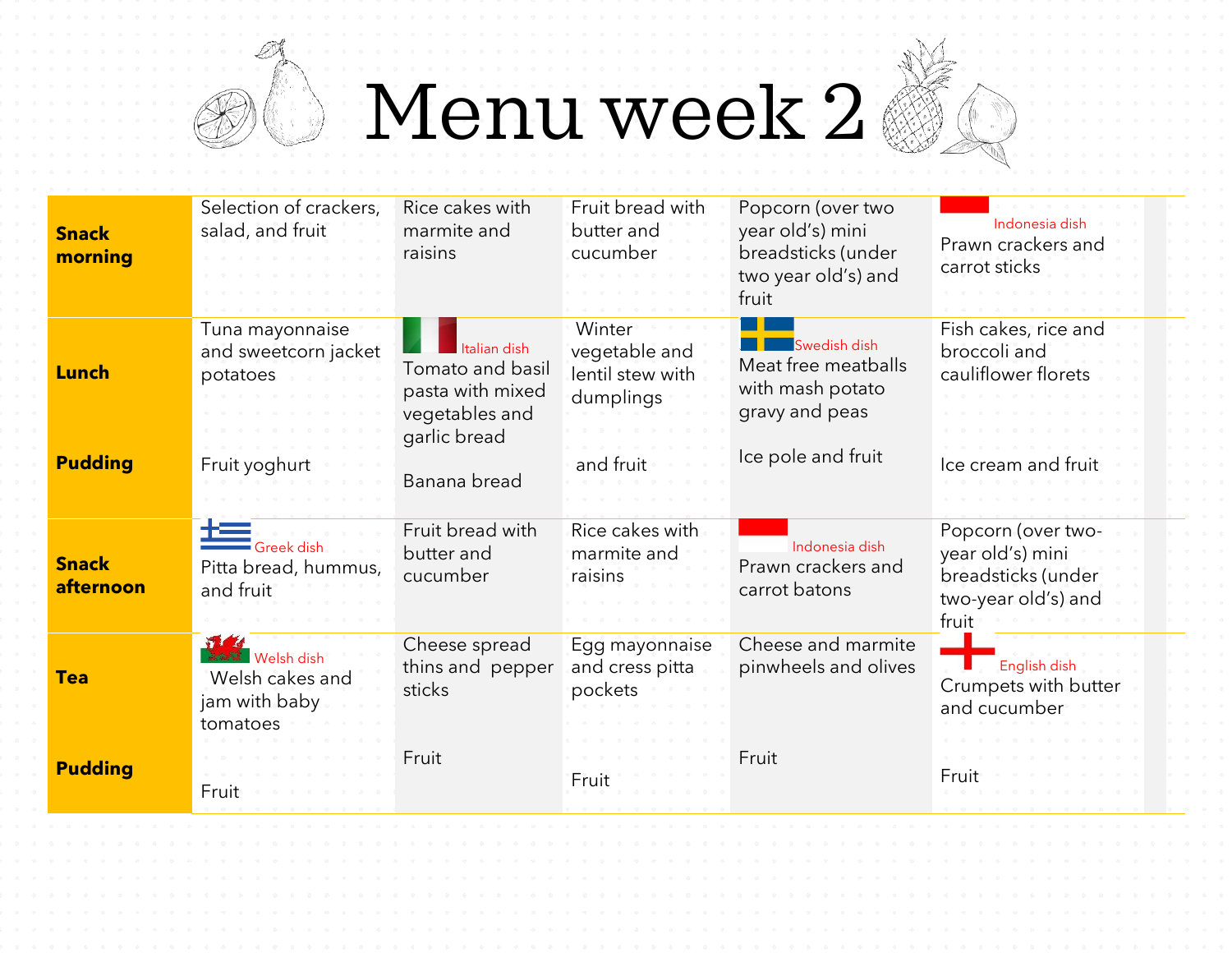# Menu week 2

| | | | | | |
|---|---|---|---|---|---|
| **Snack morning** | Selection of crackers, salad, and fruit | Rice cakes with marmite and raisins | Fruit bread with butter and cucumber | Popcorn (over two year old's) mini breadsticks (under two year old's) and fruit | Indonesia dish<br>Prawn crackers and carrot sticks |
| **Lunch** | Tuna mayonnaise and sweetcorn jacket potatoes | Italian dish<br>Tomato and basil pasta with mixed vegetables and garlic bread | Winter vegetable and lentil stew with dumplings | Swedish dish<br>Meat free meatballs with mash potato gravy and peas | Fish cakes, rice and broccoli and cauliflower florets |
| **Pudding** | Fruit yoghurt | Banana bread | and fruit | Ice pole and fruit | Ice cream and fruit |
| **Snack afternoon** | Greek dish<br>Pitta bread, hummus, and fruit | Fruit bread with butter and cucumber | Rice cakes with marmite and raisins | Indonesia dish<br>Prawn crackers and carrot batons | Popcorn (over two-year old's) mini breadsticks (under two-year old's) and fruit |
| **Tea** | Welsh dish<br>Welsh cakes and jam with baby tomatoes | Cheese spread thins and pepper sticks | Egg mayonnaise and cress pitta pockets | Cheese and marmite pinwheels and olives | English dish<br>Crumpets with butter and cucumber |
| **Pudding** | Fruit | Fruit | Fruit | Fruit | Fruit |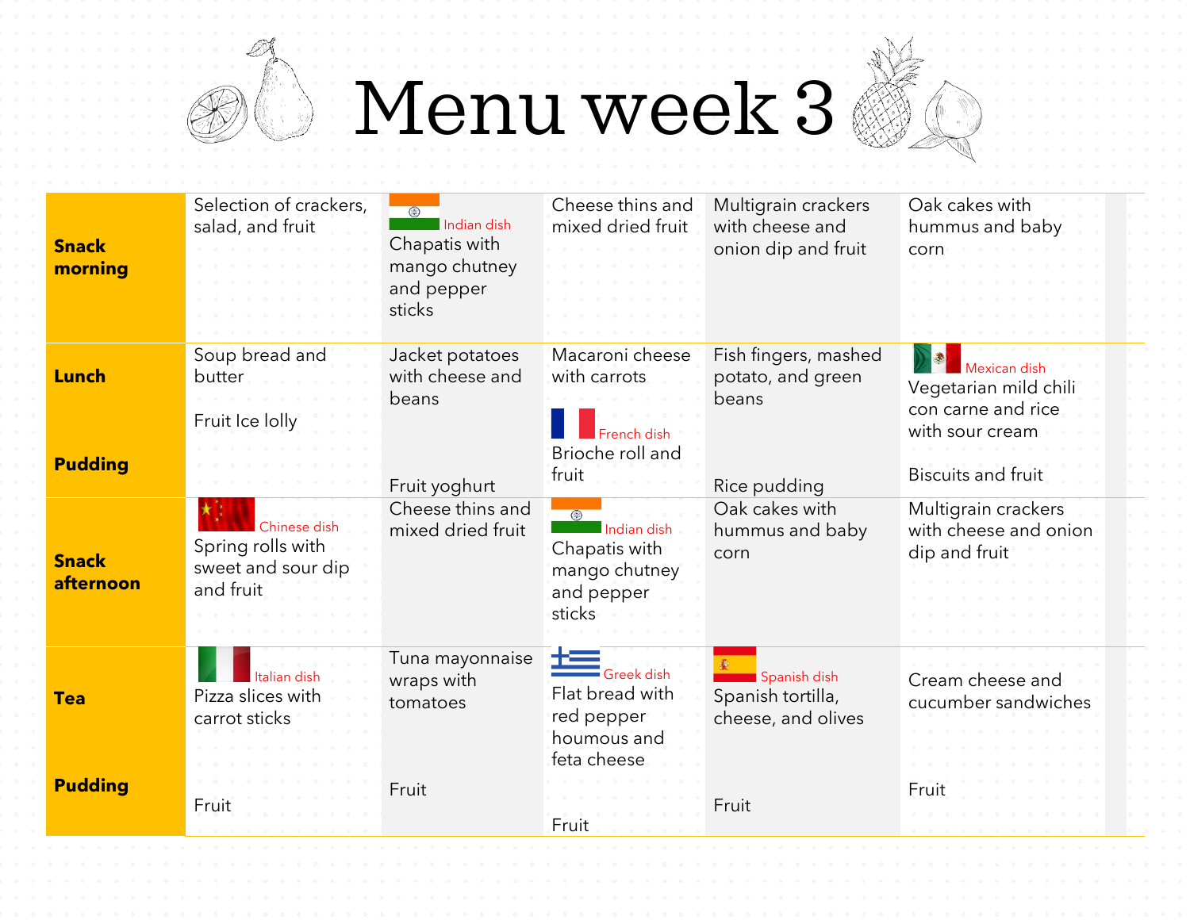# Menu week 3

| | | | | | |
|---|---|---|---|---|---|
| **Snack morning** | Selection of crackers, salad, and fruit | Indian dish<br>Chapatis with mango chutney and pepper sticks | Cheese thins and mixed dried fruit | Multigrain crackers with cheese and onion dip and fruit | Oak cakes with hummus and baby corn |
| **Lunch**<br><br>**Pudding** | Soup bread and butter<br><br>Fruit Ice lolly | Jacket potatoes with cheese and beans<br><br>Fruit yoghurt | Macaroni cheese with carrots<br><br>French dish<br>Brioche roll and fruit | Fish fingers, mashed potato, and green beans<br><br>Rice pudding | Mexican dish<br>Vegetarian mild chili con carne and rice with sour cream<br><br>Biscuits and fruit |
| **Snack afternoon** | Chinese dish<br>Spring rolls with sweet and sour dip and fruit | Cheese thins and mixed dried fruit | Indian dish<br>Chapatis with mango chutney and pepper sticks | Oak cakes with hummus and baby corn | Multigrain crackers with cheese and onion dip and fruit |
| **Tea**<br><br>**Pudding** | Italian dish<br>Pizza slices with carrot sticks<br><br>Fruit | Tuna mayonnaise wraps with tomatoes<br><br>Fruit | Greek dish<br>Flat bread with red pepper houmous and feta cheese<br><br>Fruit | Spanish dish<br>Spanish tortilla, cheese, and olives<br><br>Fruit | Cream cheese and cucumber sandwiches<br><br>Fruit |